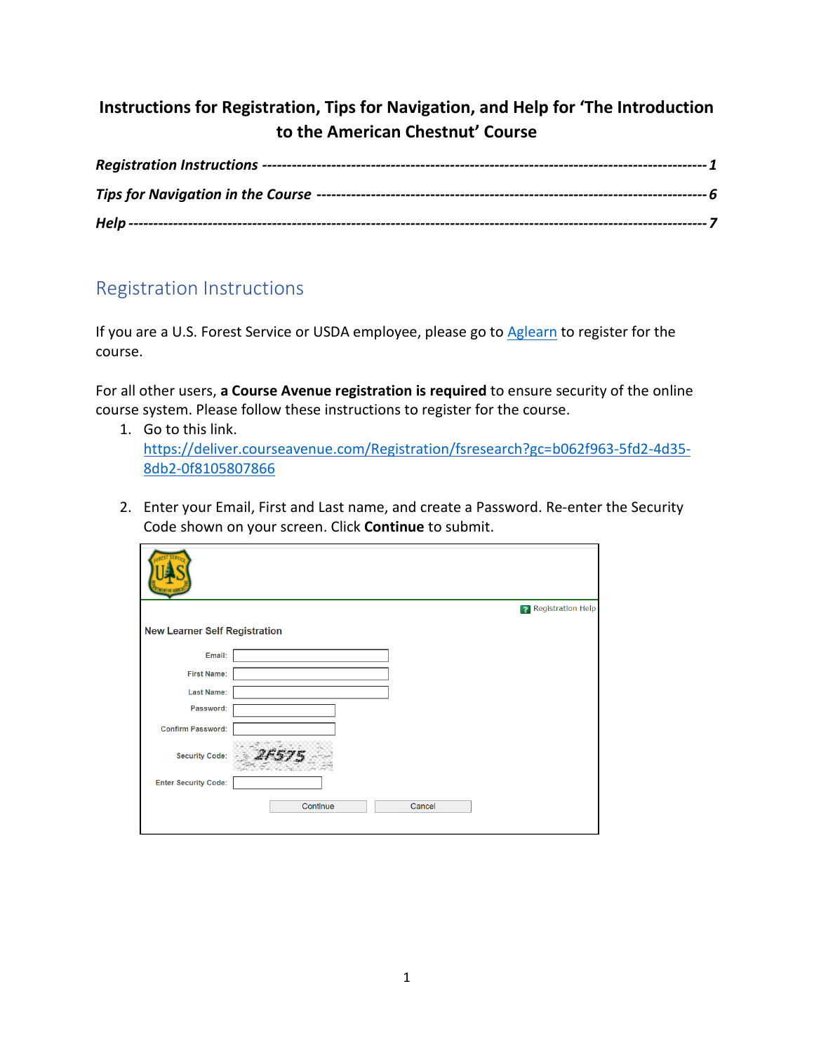# Instructions for Registration, Tips for Navigation, and Help for 'The Introduction to the American Chestnut' Course

***Registration Instructions*** ------------------------------------------------------------------------------------------ ***1***

***Tips for Navigation in the Course*** ---------------------------------------------------------------------------- ***6***

***Help*** ------------------------------------------------------------------------------------------------------------------- ***7***

## Registration Instructions

If you are a U.S. Forest Service or USDA employee, please go to [Aglearn] to register for the course.

For all other users, **a Course Avenue registration is required** to ensure security of the online course system. Please follow these instructions to register for the course.

1. Go to this link. https://deliver.courseavenue.com/Registration/fsresearch?gc=b062f963-5fd2-4d35-8db2-0f8105807866

2. Enter your Email, First and Last name, and create a Password. Re-enter the Security Code shown on your screen. Click **Continue** to submit.

Registration Help

New Learner Self Registration

Email:

First Name:

Last Name:

Password:

Confirm Password:

Security Code: 2F575

Enter Security Code:

Continue Cancel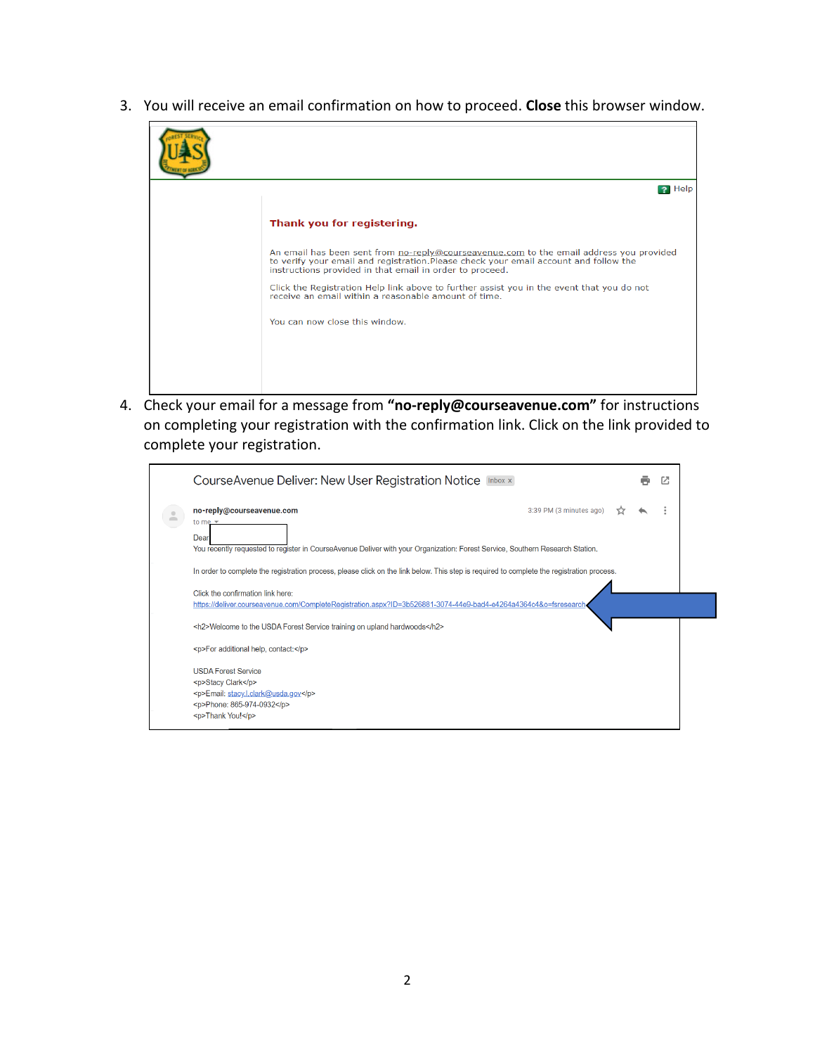3. You will receive an email confirmation on how to proceed. **Close** this browser window.

Help

**Thank you for registering.**

An email has been sent from no-reply@courseavenue.com to the email address you provided to verify your email and registration.Please check your email account and follow the instructions provided in that email in order to proceed.

Click the Registration Help link above to further assist you in the event that you do not receive an email within a reasonable amount of time.

You can now close this window.

4. Check your email for a message from **"no-reply@courseavenue.com"** for instructions on completing your registration with the confirmation link. Click on the link provided to complete your registration.

CourseAvenue Deliver: New User Registration Notice Inbox x

**no-reply@courseavenue.com** 3:39 PM (3 minutes ago)
to me

Dear
You recently requested to register in CourseAvenue Deliver with your Organization: Forest Service, Southern Research Station.

In order to complete the registration process, please click on the link below. This step is required to complete the registration process.

Click the confirmation link here:
https://deliver.courseavenue.com/CompleteRegistration.aspx?ID=3b526881-3074-44e9-bad4-e4264a4364c4&o=fsresearch

<h2>Welcome to the USDA Forest Service training on upland hardwoods</h2>

<p>For additional help, contact:</p>

USDA Forest Service
<p>Stacy Clark</p>
<p>Email: stacy.l.clark@usda.gov</p>
<p>Phone: 865-974-0932</p>
<p>Thank You!</p>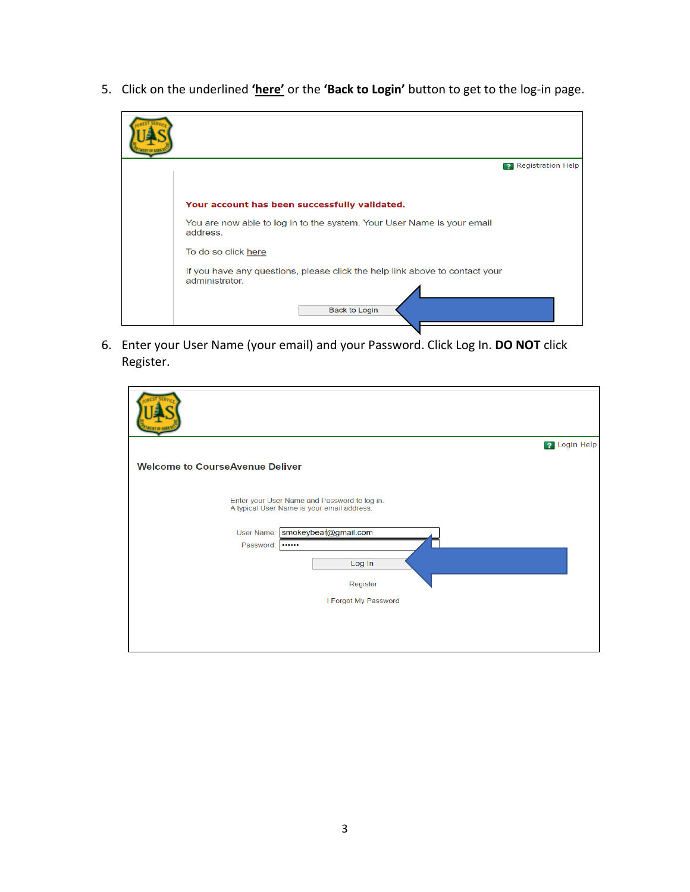5. Click on the underlined **'here'** or the **'Back to Login'** button to get to the log-in page.

Your account has been successfully validated.

You are now able to log in to the system. Your User Name is your email address.

To do so click here

If you have any questions, please click the help link above to contact your administrator.

6. Enter your User Name (your email) and your Password. Click Log In. **DO NOT** click Register.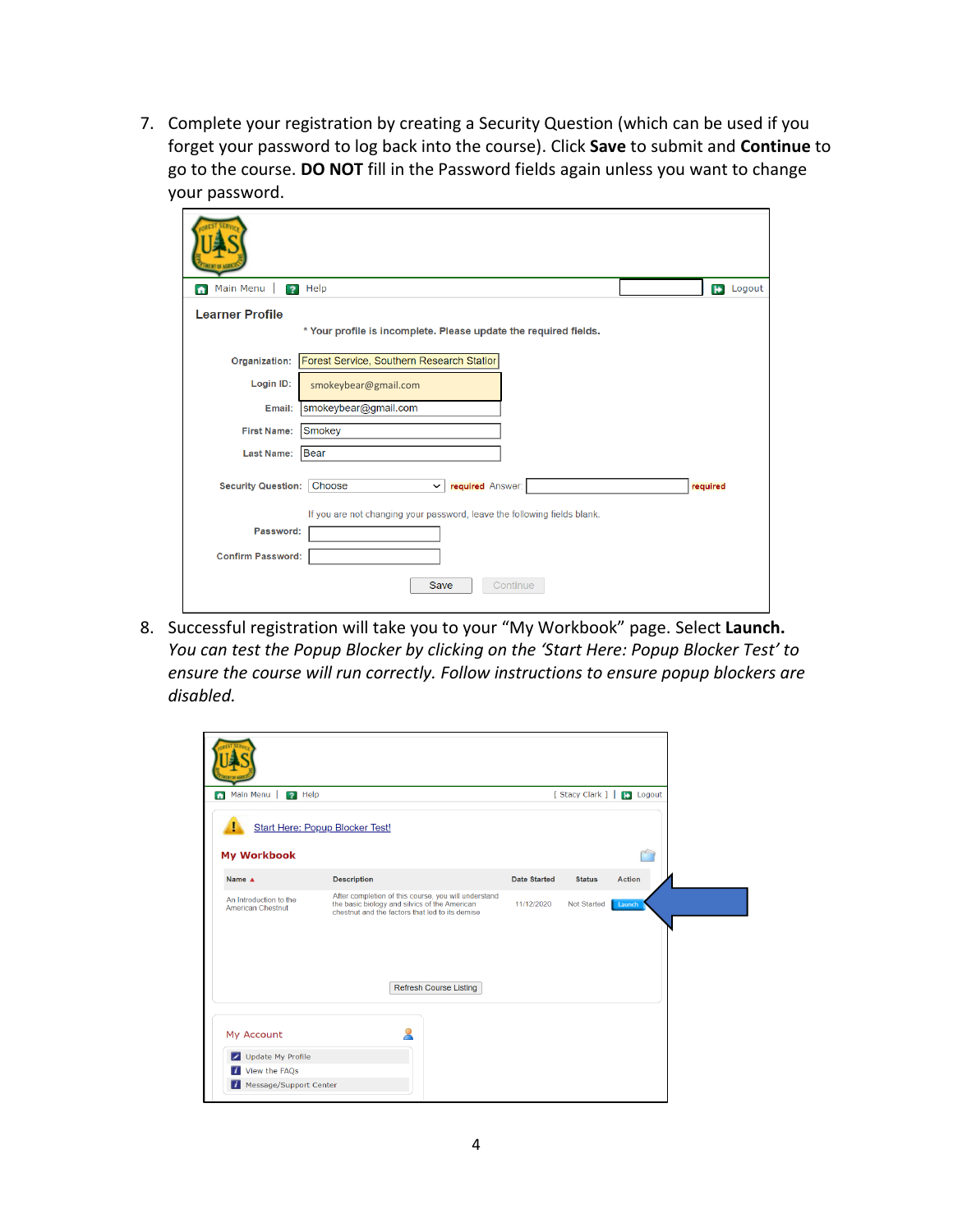7. Complete your registration by creating a Security Question (which can be used if you forget your password to log back into the course). Click **Save** to submit and **Continue** to go to the course. **DO NOT** fill in the Password fields again unless you want to change your password.

8. Successful registration will take you to your "My Workbook" page. Select **Launch.** *You can test the Popup Blocker by clicking on the 'Start Here: Popup Blocker Test' to ensure the course will run correctly. Follow instructions to ensure popup blockers are disabled.*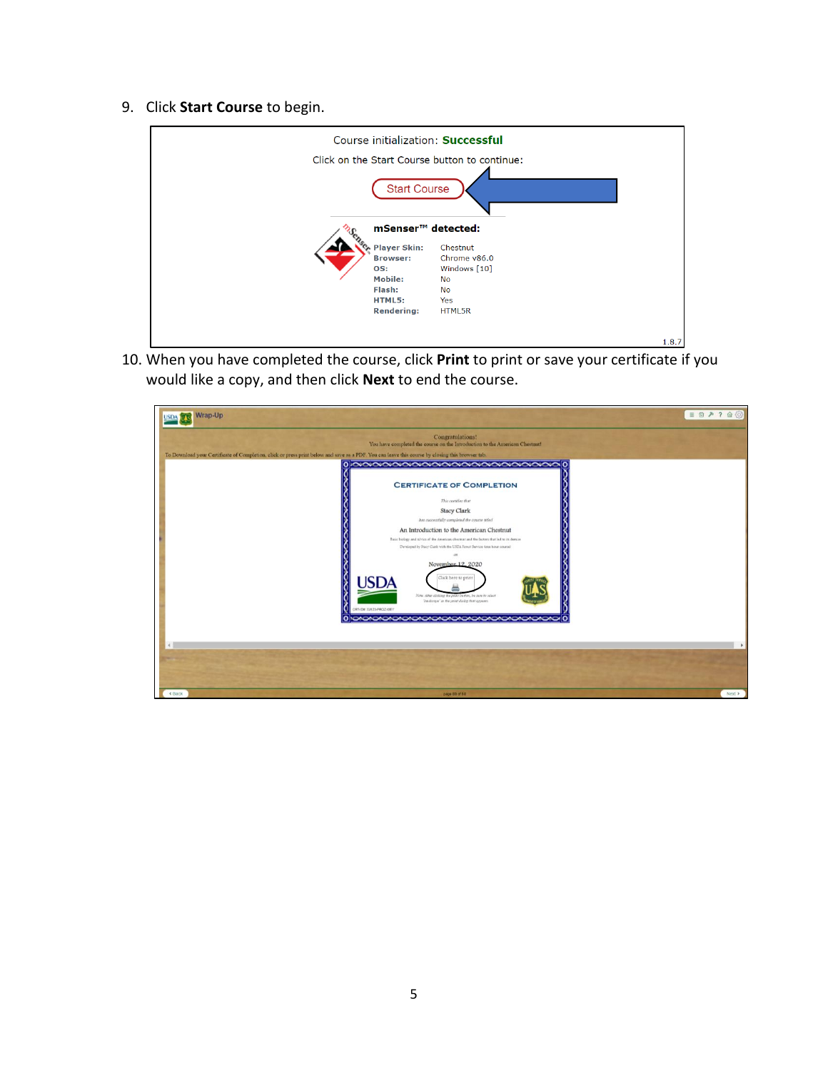9. Click **Start Course** to begin.

Course initialization: **Successful**

Click on the Start Course button to continue:

Start Course

**mSenser™ detected:**

| | |
|---|---|
| **Player Skin:** | Chestnut |
| **Browser:** | Chrome v86.0 |
| **OS:** | Windows [10] |
| **Mobile:** | No |
| **Flash:** | No |
| **HTML5:** | Yes |
| **Rendering:** | HTML5R |

1.8.7

10. When you have completed the course, click **Print** to print or save your certificate if you would like a copy, and then click **Next** to end the course.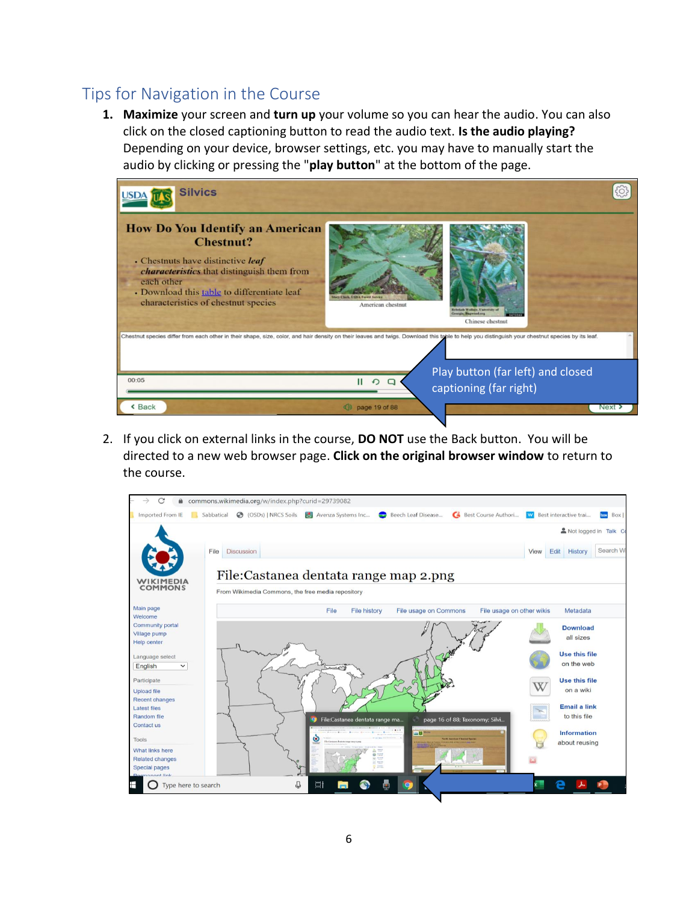## Tips for Navigation in the Course

1. **Maximize** your screen and **turn up** your volume so you can hear the audio. You can also click on the closed captioning button to read the audio text. **Is the audio playing?** Depending on your device, browser settings, etc. you may have to manually start the audio by clicking or pressing the "**play button**" at the bottom of the page.

2. If you click on external links in the course, **DO NOT** use the Back button. You will be directed to a new web browser page. **Click on the original browser window** to return to the course.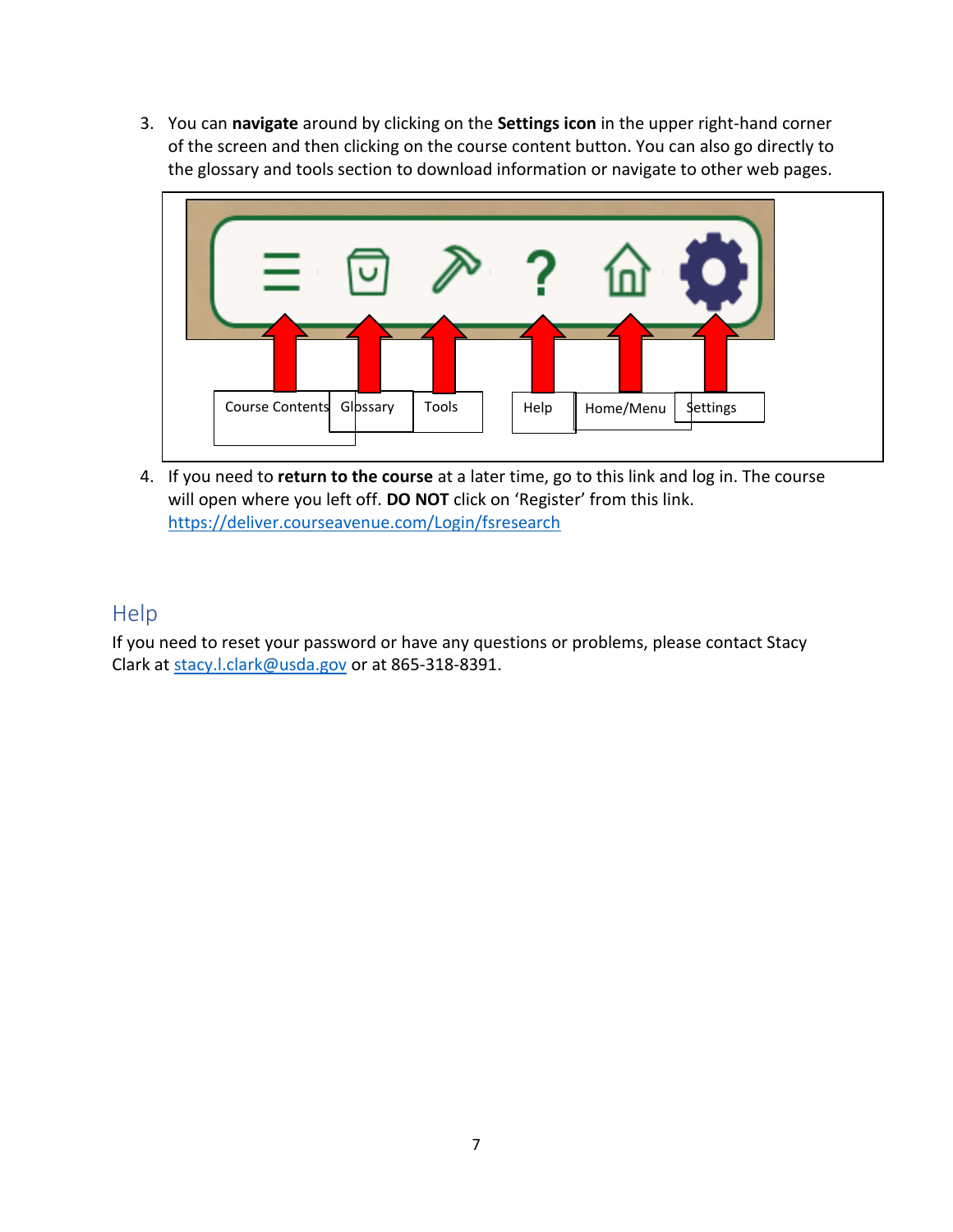3. You can **navigate** around by clicking on the **Settings icon** in the upper right-hand corner of the screen and then clicking on the course content button. You can also go directly to the glossary and tools section to download information or navigate to other web pages.

Course Contents
Glossary
Tools
Help
Home/Menu
Settings

4. If you need to **return to the course** at a later time, go to this link and log in. The course will open where you left off. **DO NOT** click on 'Register' from this link. https://deliver.courseavenue.com/Login/fsresearch

## Help

If you need to reset your password or have any questions or problems, please contact Stacy Clark at stacy.l.clark@usda.gov or at 865-318-8391.